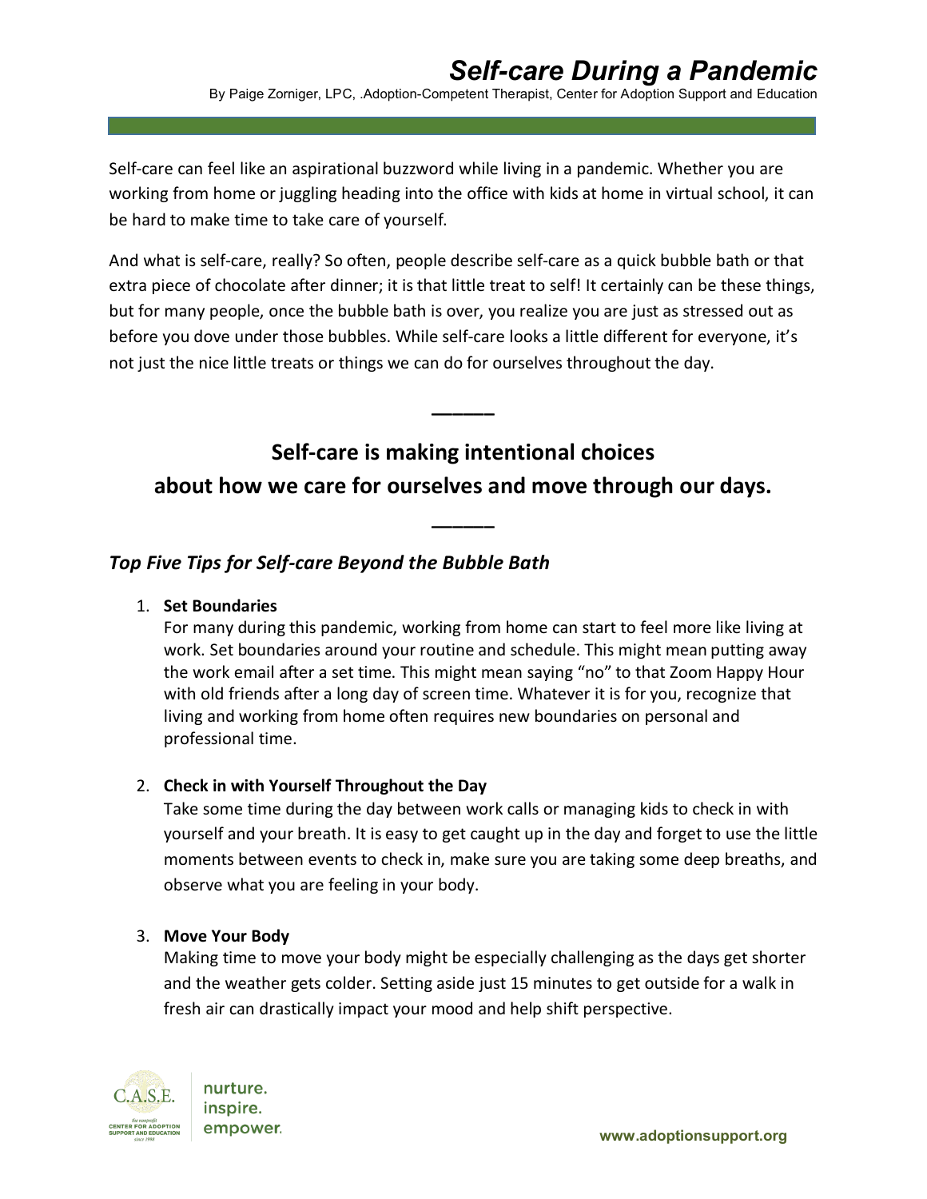# *Self-care During a Pandemic*

By Paige Zorniger, LPC, .Adoption-Competent Therapist, Center for Adoption Support and Education

Self-care can feel like an aspirational buzzword while living in a pandemic. Whether you are working from home or juggling heading into the office with kids at home in virtual school, it can be hard to make time to take care of yourself.

And what is self-care, really? So often, people describe self-care as a quick bubble bath or that extra piece of chocolate after dinner; it is that little treat to self! It certainly can be these things, but for many people, once the bubble bath is over, you realize you are just as stressed out as before you dove under those bubbles. While self-care looks a little different for everyone, it's not just the nice little treats or things we can do for ourselves throughout the day.

**Self-care is making intentional choices about how we care for ourselves and move through our days.**

### *Top Five Tips for Self-care Beyond the Bubble Bath*

1. **Set Boundaries**
   For many during this pandemic, working from home can start to feel more like living at work. Set boundaries around your routine and schedule. This might mean putting away the work email after a set time. This might mean saying "no" to that Zoom Happy Hour with old friends after a long day of screen time. Whatever it is for you, recognize that living and working from home often requires new boundaries on personal and professional time.

2. **Check in with Yourself Throughout the Day**
   Take some time during the day between work calls or managing kids to check in with yourself and your breath. It is easy to get caught up in the day and forget to use the little moments between events to check in, make sure you are taking some deep breaths, and observe what you are feeling in your body.

3. **Move Your Body**
   Making time to move your body might be especially challenging as the days get shorter and the weather gets colder. Setting aside just 15 minutes to get outside for a walk in fresh air can drastically impact your mood and help shift perspective.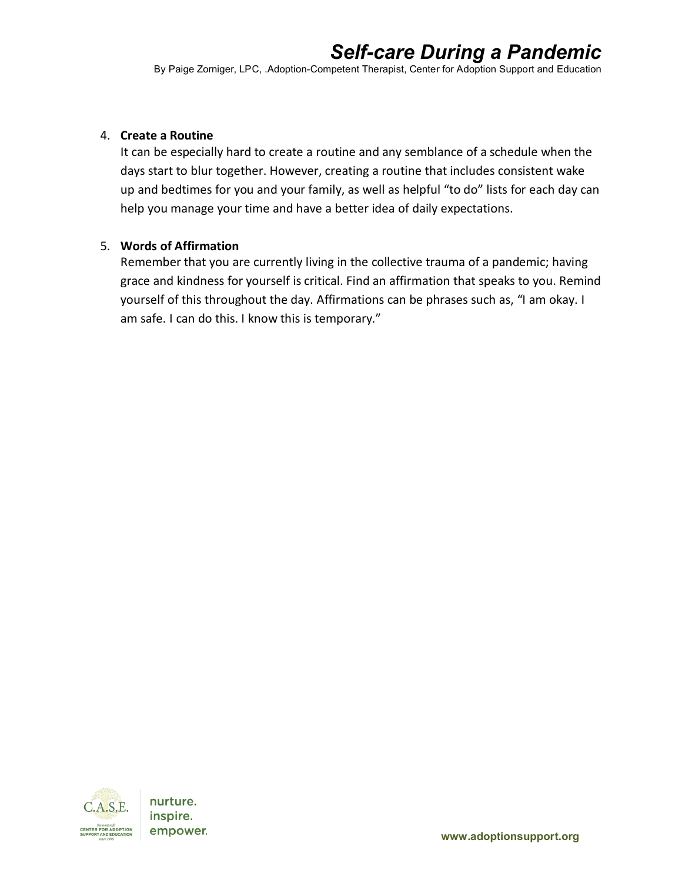4. **Create a Routine**
   It can be especially hard to create a routine and any semblance of a schedule when the days start to blur together. However, creating a routine that includes consistent wake up and bedtimes for you and your family, as well as helpful "to do" lists for each day can help you manage your time and have a better idea of daily expectations.

5. **Words of Affirmation**
   Remember that you are currently living in the collective trauma of a pandemic; having grace and kindness for yourself is critical. Find an affirmation that speaks to you. Remind yourself of this throughout the day. Affirmations can be phrases such as, "I am okay. I am safe. I can do this. I know this is temporary."